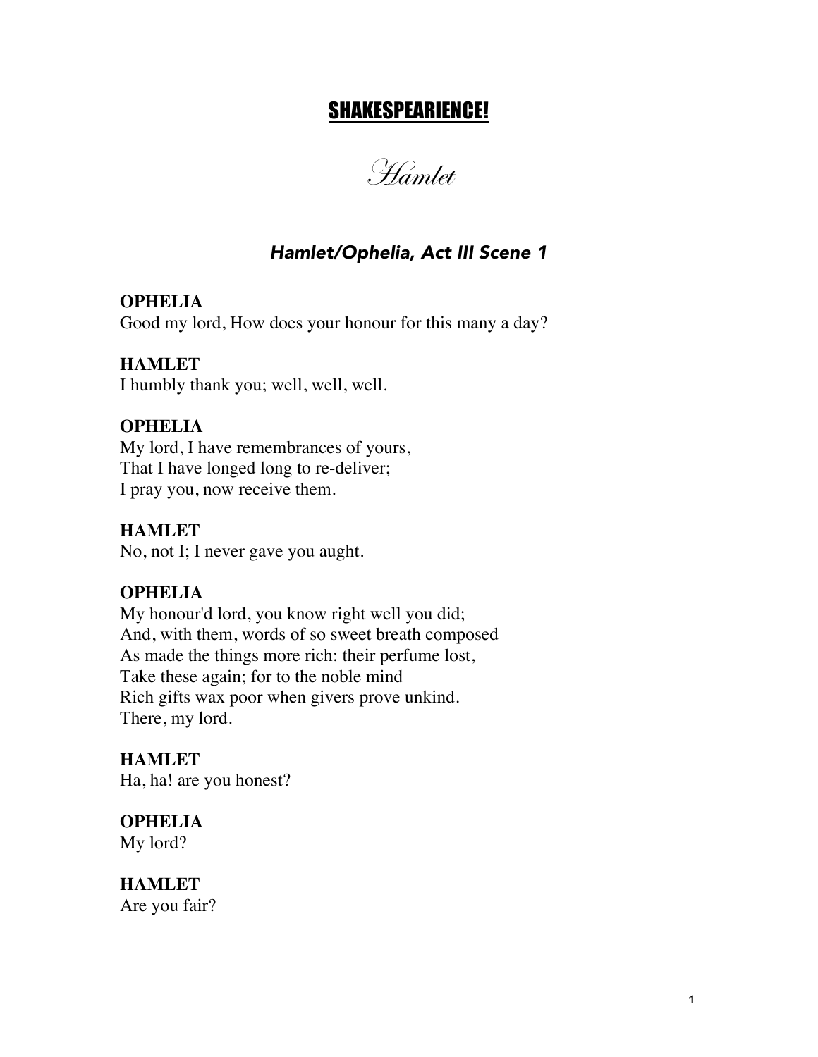# SHAKESPEARIENCE!

## *Hamlet*

### *Hamlet/Ophelia, Act III Scene 1*

**OPHELIA**
Good my lord, How does your honour for this many a day?

**HAMLET**
I humbly thank you; well, well, well.

**OPHELIA**
My lord, I have remembrances of yours,
That I have longed long to re-deliver;
I pray you, now receive them.

**HAMLET**
No, not I; I never gave you aught.

**OPHELIA**
My honour'd lord, you know right well you did;
And, with them, words of so sweet breath composed
As made the things more rich: their perfume lost,
Take these again; for to the noble mind
Rich gifts wax poor when givers prove unkind.
There, my lord.

**HAMLET**
Ha, ha! are you honest?

**OPHELIA**
My lord?

**HAMLET**
Are you fair?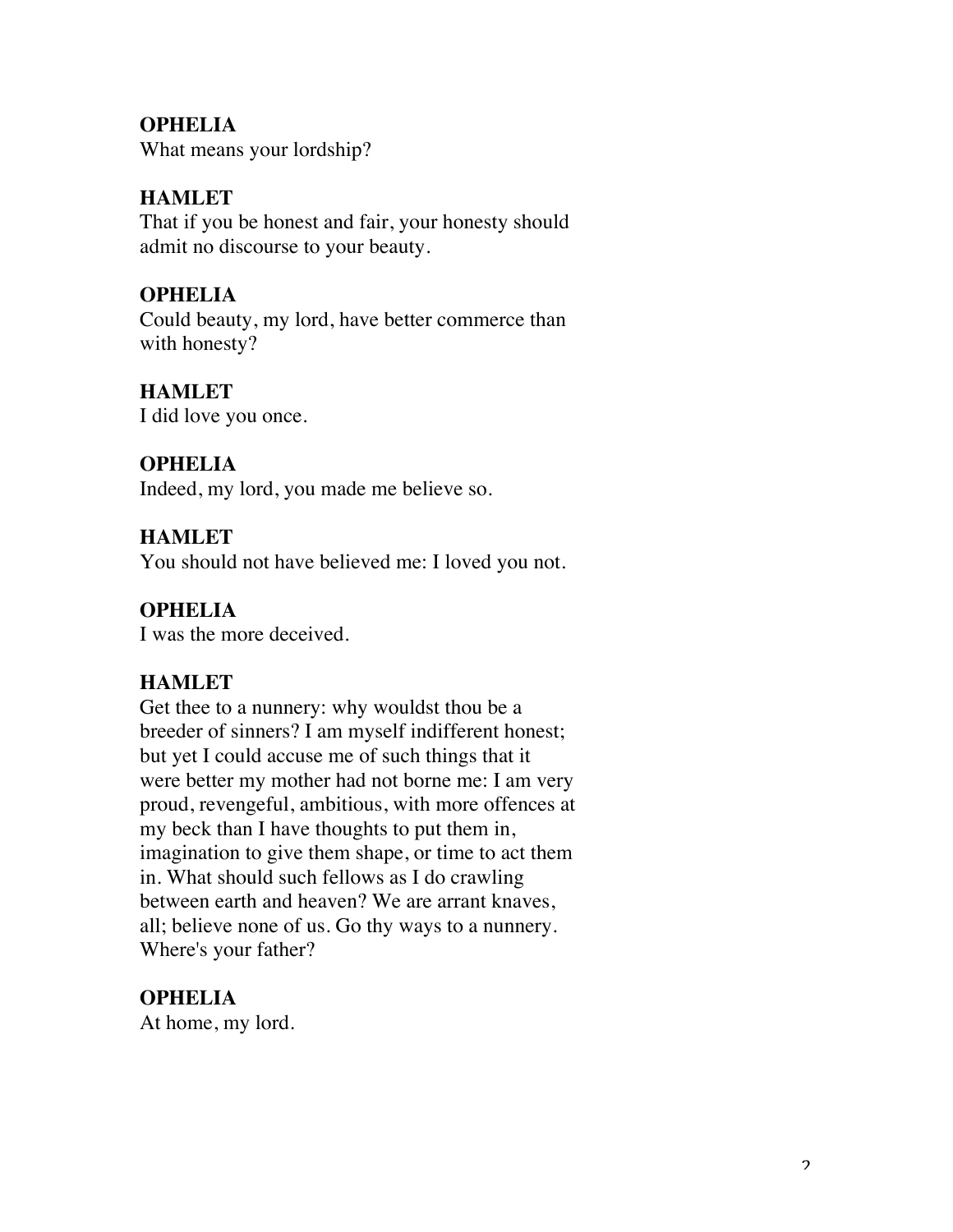**OPHELIA**
What means your lordship?

**HAMLET**
That if you be honest and fair, your honesty should admit no discourse to your beauty.

**OPHELIA**
Could beauty, my lord, have better commerce than with honesty?

**HAMLET**
I did love you once.

**OPHELIA**
Indeed, my lord, you made me believe so.

**HAMLET**
You should not have believed me: I loved you not.

**OPHELIA**
I was the more deceived.

**HAMLET**
Get thee to a nunnery: why wouldst thou be a breeder of sinners? I am myself indifferent honest; but yet I could accuse me of such things that it were better my mother had not borne me: I am very proud, revengeful, ambitious, with more offences at my beck than I have thoughts to put them in, imagination to give them shape, or time to act them in. What should such fellows as I do crawling between earth and heaven? We are arrant knaves, all; believe none of us. Go thy ways to a nunnery. Where's your father?

**OPHELIA**
At home, my lord.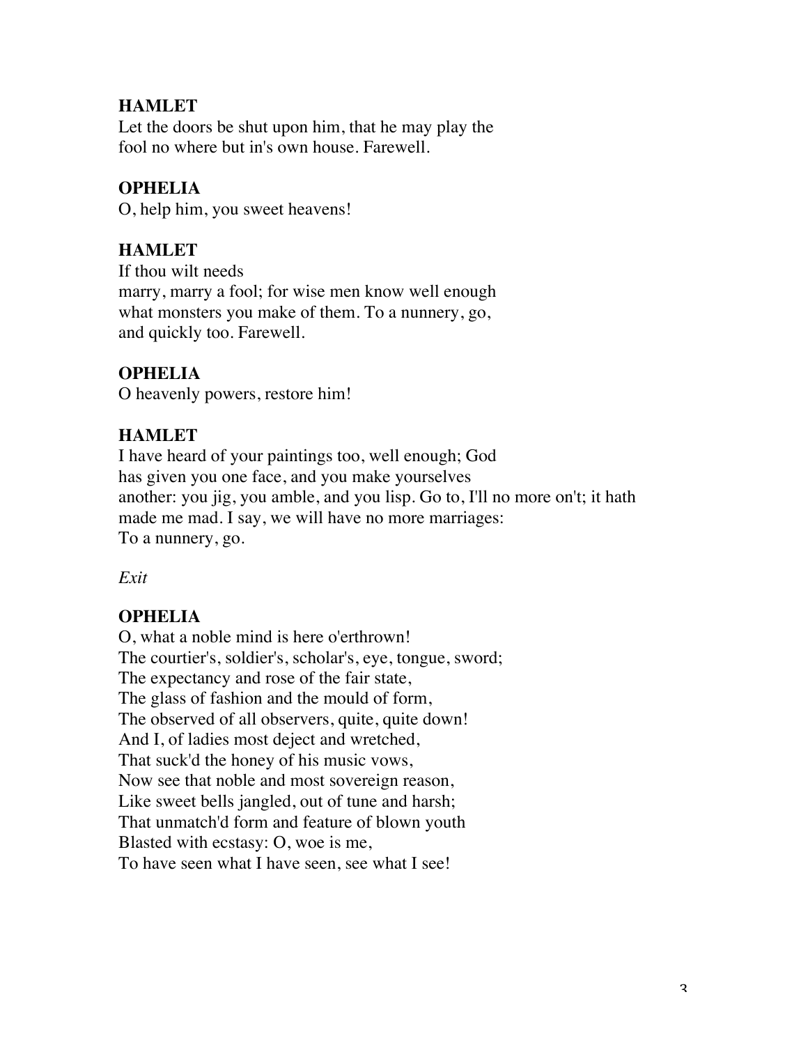**HAMLET**
Let the doors be shut upon him, that he may play the
fool no where but in's own house. Farewell.

**OPHELIA**
O, help him, you sweet heavens!

**HAMLET**
If thou wilt needs
marry, marry a fool; for wise men know well enough
what monsters you make of them. To a nunnery, go,
and quickly too. Farewell.

**OPHELIA**
O heavenly powers, restore him!

**HAMLET**
I have heard of your paintings too, well enough; God
has given you one face, and you make yourselves
another: you jig, you amble, and you lisp. Go to, I'll no more on't; it hath
made me mad. I say, we will have no more marriages:
To a nunnery, go.

*Exit*

**OPHELIA**
O, what a noble mind is here o'erthrown!
The courtier's, soldier's, scholar's, eye, tongue, sword;
The expectancy and rose of the fair state,
The glass of fashion and the mould of form,
The observed of all observers, quite, quite down!
And I, of ladies most deject and wretched,
That suck'd the honey of his music vows,
Now see that noble and most sovereign reason,
Like sweet bells jangled, out of tune and harsh;
That unmatch'd form and feature of blown youth
Blasted with ecstasy: O, woe is me,
To have seen what I have seen, see what I see!